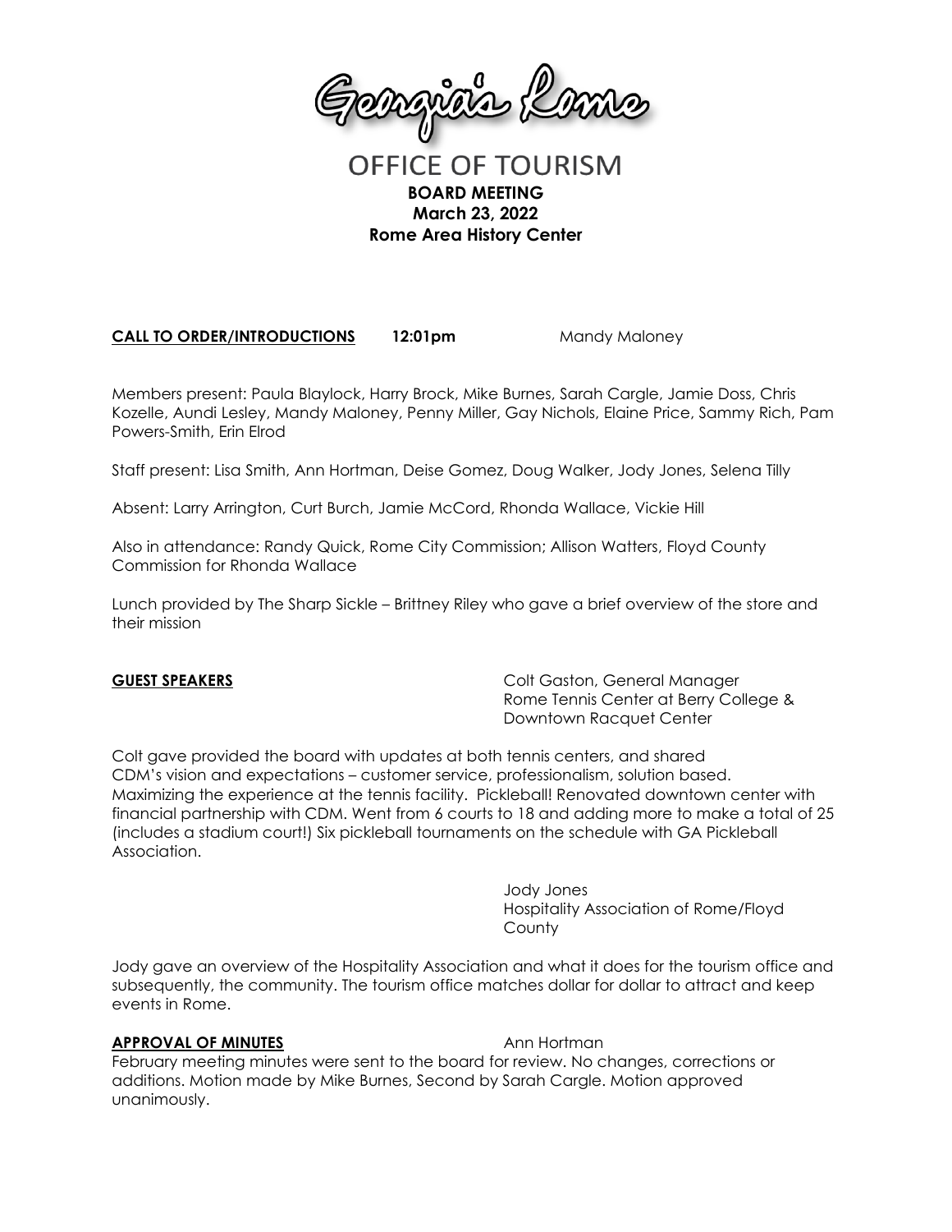Georgia's Rome

# OFFICE OF TOURISM

**BOARD MEETING**
**March 23, 2022**
**Rome Area History Center**

**CALL TO ORDER/INTRODUCTIONS** **12:01pm** Mandy Maloney

Members present: Paula Blaylock, Harry Brock, Mike Burnes, Sarah Cargle, Jamie Doss, Chris Kozelle, Aundi Lesley, Mandy Maloney, Penny Miller, Gay Nichols, Elaine Price, Sammy Rich, Pam Powers-Smith, Erin Elrod

Staff present: Lisa Smith, Ann Hortman, Deise Gomez, Doug Walker, Jody Jones, Selena Tilly

Absent: Larry Arrington, Curt Burch, Jamie McCord, Rhonda Wallace, Vickie Hill

Also in attendance: Randy Quick, Rome City Commission; Allison Watters, Floyd County Commission for Rhonda Wallace

Lunch provided by The Sharp Sickle – Brittney Riley who gave a brief overview of the store and their mission

**GUEST SPEAKERS**

Colt Gaston, General Manager
Rome Tennis Center at Berry College & Downtown Racquet Center

Colt gave provided the board with updates at both tennis centers, and shared CDM's vision and expectations – customer service, professionalism, solution based. Maximizing the experience at the tennis facility. Pickleball! Renovated downtown center with financial partnership with CDM. Went from 6 courts to 18 and adding more to make a total of 25 (includes a stadium court!) Six pickleball tournaments on the schedule with GA Pickleball Association.

Jody Jones
Hospitality Association of Rome/Floyd County

Jody gave an overview of the Hospitality Association and what it does for the tourism office and subsequently, the community. The tourism office matches dollar for dollar to attract and keep events in Rome.

**APPROVAL OF MINUTES** Ann Hortman

February meeting minutes were sent to the board for review. No changes, corrections or additions. Motion made by Mike Burnes, Second by Sarah Cargle. Motion approved unanimously.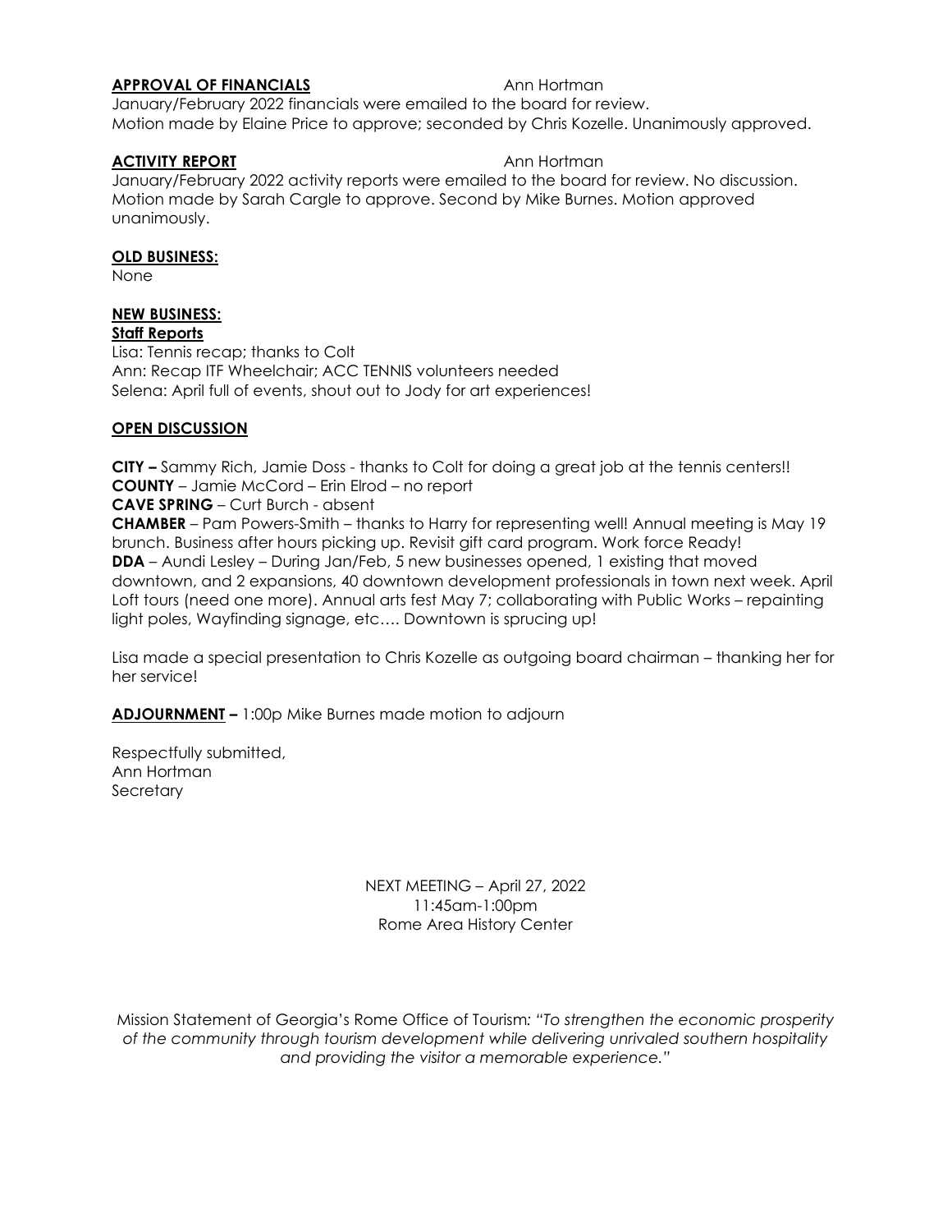**APPROVAL OF FINANCIALS** Ann Hortman

January/February 2022 financials were emailed to the board for review.
Motion made by Elaine Price to approve; seconded by Chris Kozelle. Unanimously approved.

**ACTIVITY REPORT** Ann Hortman

January/February 2022 activity reports were emailed to the board for review. No discussion. Motion made by Sarah Cargle to approve. Second by Mike Burnes. Motion approved unanimously.

**OLD BUSINESS:**

None

**NEW BUSINESS:**

**Staff Reports**

Lisa: Tennis recap; thanks to Colt
Ann: Recap ITF Wheelchair; ACC TENNIS volunteers needed
Selena: April full of events, shout out to Jody for art experiences!

**OPEN DISCUSSION**

**CITY –** Sammy Rich, Jamie Doss - thanks to Colt for doing a great job at the tennis centers!!
**COUNTY** – Jamie McCord – Erin Elrod – no report
**CAVE SPRING** – Curt Burch - absent
**CHAMBER** – Pam Powers-Smith – thanks to Harry for representing well! Annual meeting is May 19 brunch. Business after hours picking up. Revisit gift card program. Work force Ready!
**DDA** – Aundi Lesley – During Jan/Feb, 5 new businesses opened, 1 existing that moved downtown, and 2 expansions, 40 downtown development professionals in town next week. April Loft tours (need one more). Annual arts fest May 7; collaborating with Public Works – repainting light poles, Wayfinding signage, etc…. Downtown is sprucing up!

Lisa made a special presentation to Chris Kozelle as outgoing board chairman – thanking her for her service!

**ADJOURNMENT –** 1:00p Mike Burnes made motion to adjourn

Respectfully submitted,
Ann Hortman
Secretary

NEXT MEETING – April 27, 2022
11:45am-1:00pm
Rome Area History Center

Mission Statement of Georgia's Rome Office of Tourism: *"To strengthen the economic prosperity of the community through tourism development while delivering unrivaled southern hospitality and providing the visitor a memorable experience."*